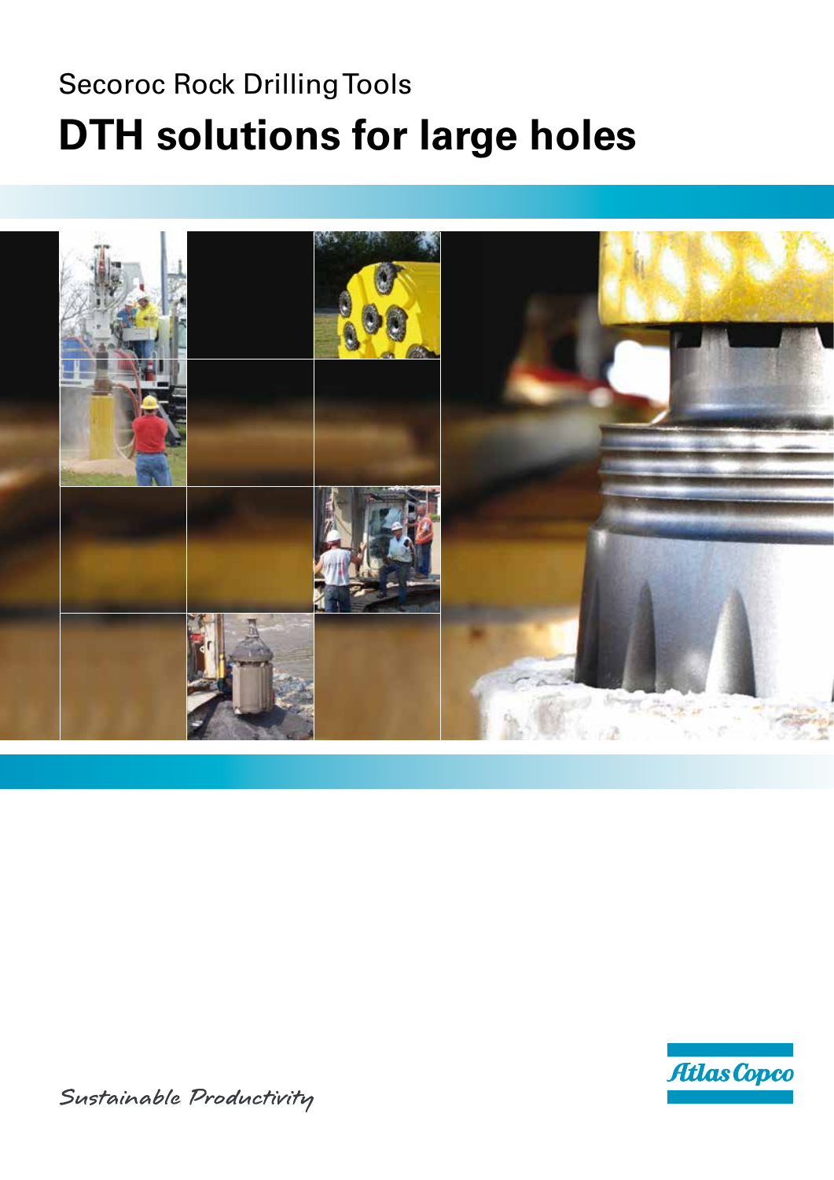Secoroc Rock Drilling Tools

# DTH solutions for large holes

Sustainable Productivity

Atlas Copco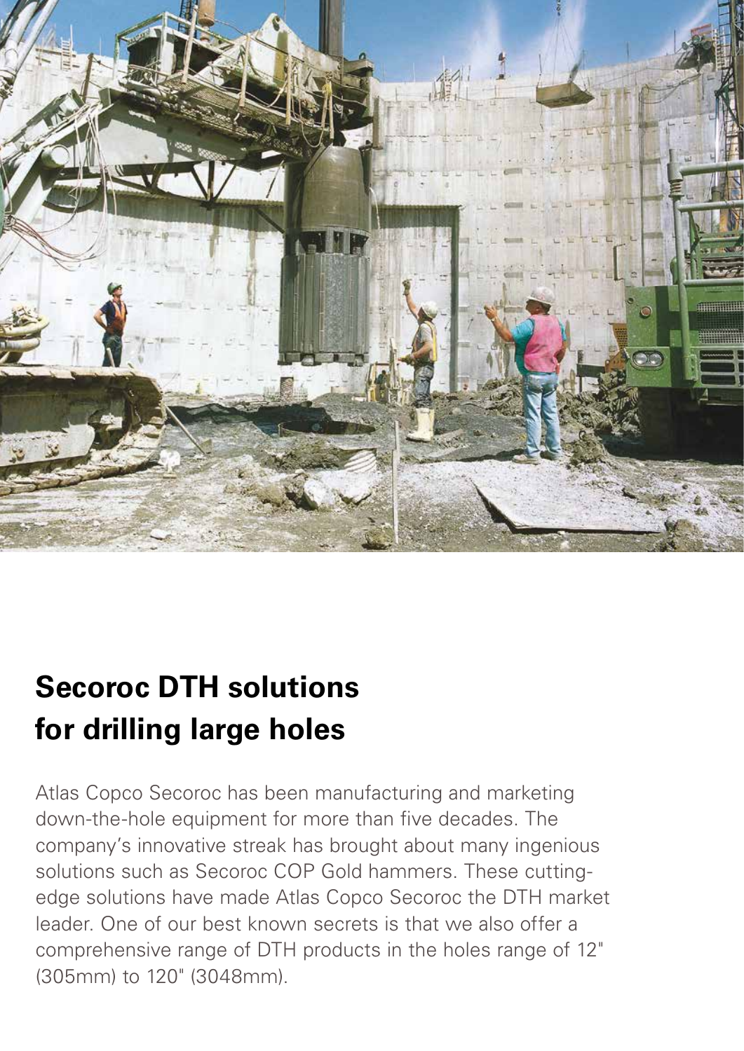# Secoroc DTH solutions for drilling large holes

Atlas Copco Secoroc has been manufacturing and marketing down-the-hole equipment for more than five decades. The company's innovative streak has brought about many ingenious solutions such as Secoroc COP Gold hammers. These cutting-edge solutions have made Atlas Copco Secoroc the DTH market leader. One of our best known secrets is that we also offer a comprehensive range of DTH products in the holes range of 12" (305mm) to 120" (3048mm).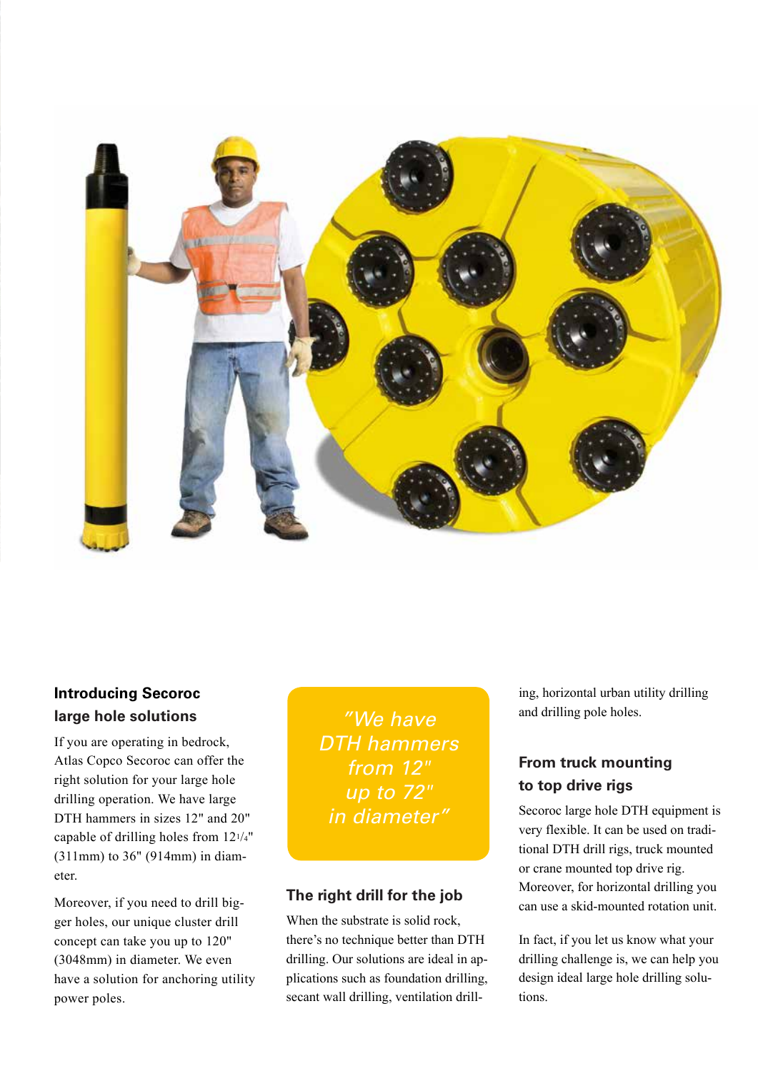## Introducing Secoroc large hole solutions

If you are operating in bedrock, Atlas Copco Secoroc can offer the right solution for your large hole drilling operation. We have large DTH hammers in sizes 12" and 20" capable of drilling holes from 12 1/4" (311mm) to 36" (914mm) in diameter.

Moreover, if you need to drill bigger holes, our unique cluster drill concept can take you up to 120" (3048mm) in diameter. We even have a solution for anchoring utility power poles.

*"We have DTH hammers from 12" up to 72" in diameter"*

## The right drill for the job

When the substrate is solid rock, there's no technique better than DTH drilling. Our solutions are ideal in applications such as foundation drilling, secant wall drilling, ventilation drilling, horizontal urban utility drilling and drilling pole holes.

## From truck mounting to top drive rigs

Secoroc large hole DTH equipment is very flexible. It can be used on traditional DTH drill rigs, truck mounted or crane mounted top drive rig. Moreover, for horizontal drilling you can use a skid-mounted rotation unit.

In fact, if you let us know what your drilling challenge is, we can help you design ideal large hole drilling solutions.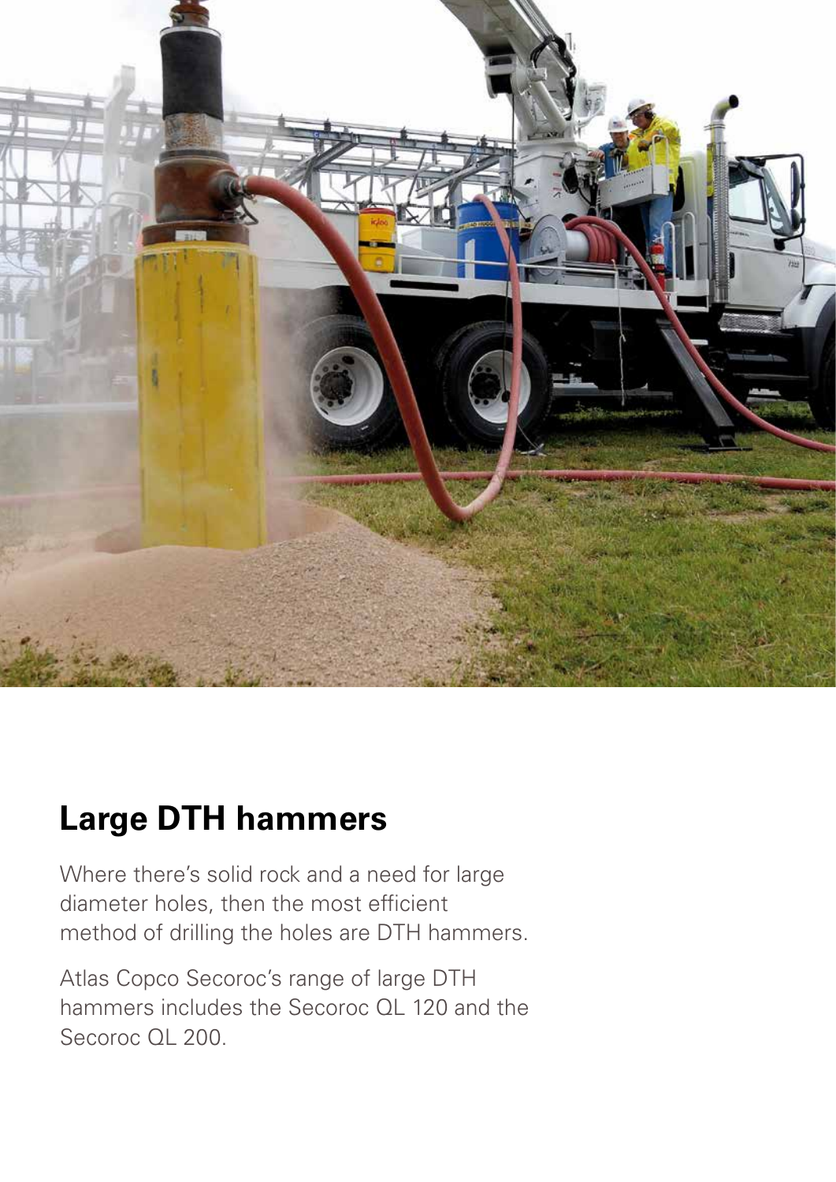## Large DTH hammers

Where there's solid rock and a need for large diameter holes, then the most efficient method of drilling the holes are DTH hammers.

Atlas Copco Secoroc's range of large DTH hammers includes the Secoroc QL 120 and the Secoroc QL 200.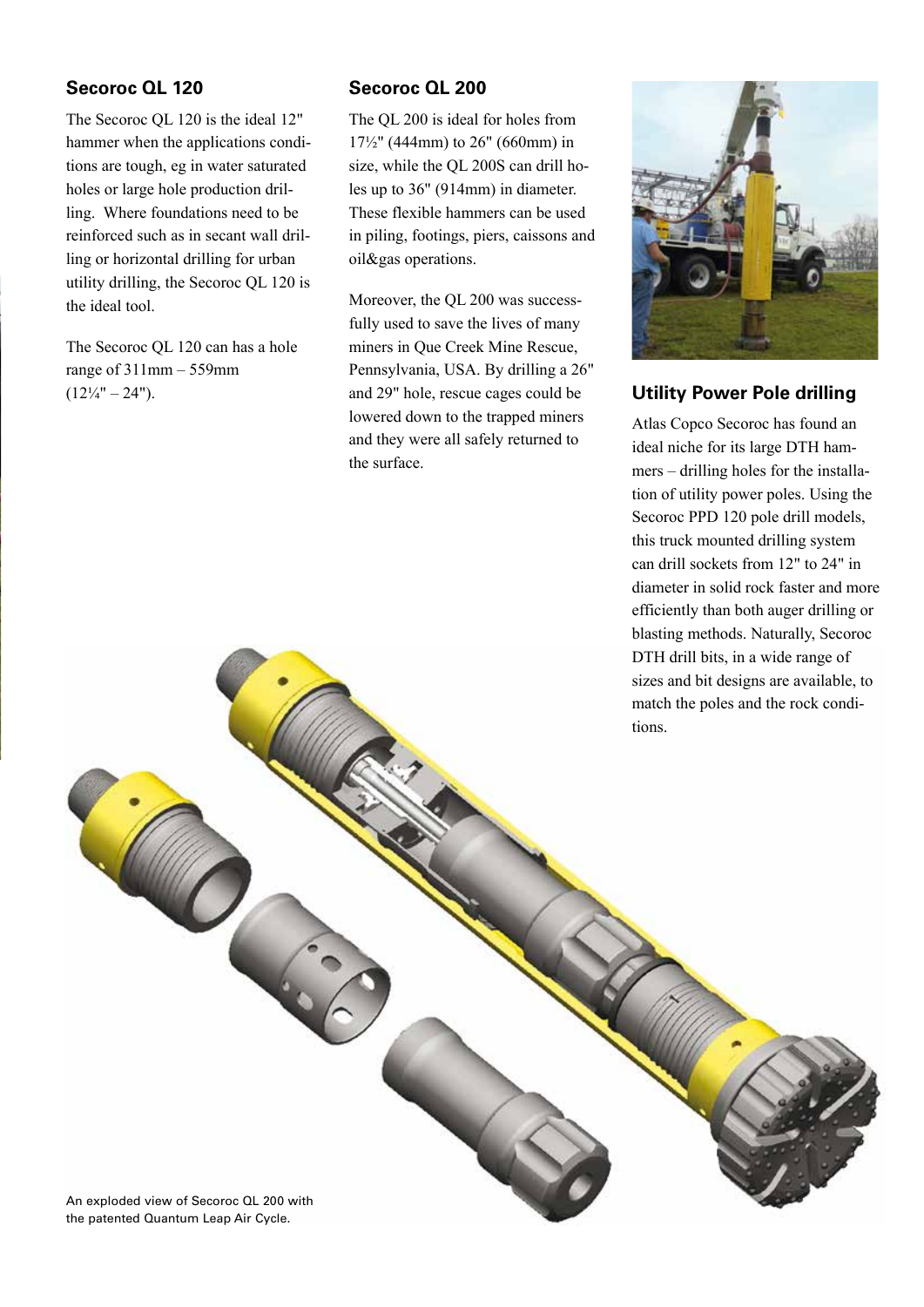## Secoroc QL 120

The Secoroc QL 120 is the ideal 12" hammer when the applications conditions are tough, eg in water saturated holes or large hole production drilling. Where foundations need to be reinforced such as in secant wall drilling or horizontal drilling for urban utility drilling, the Secoroc QL 120 is the ideal tool.

The Secoroc QL 120 can has a hole range of 311mm – 559mm (12¼" – 24").

## Secoroc QL 200

The QL 200 is ideal for holes from 17½" (444mm) to 26" (660mm) in size, while the QL 200S can drill holes up to 36" (914mm) in diameter. These flexible hammers can be used in piling, footings, piers, caissons and oil&gas operations.

Moreover, the QL 200 was successfully used to save the lives of many miners in Que Creek Mine Rescue, Pennsylvania, USA. By drilling a 26" and 29" hole, rescue cages could be lowered down to the trapped miners and they were all safely returned to the surface.

## Utility Power Pole drilling

Atlas Copco Secoroc has found an ideal niche for its large DTH hammers – drilling holes for the installation of utility power poles. Using the Secoroc PPD 120 pole drill models, this truck mounted drilling system can drill sockets from 12" to 24" in diameter in solid rock faster and more efficiently than both auger drilling or blasting methods. Naturally, Secoroc DTH drill bits, in a wide range of sizes and bit designs are available, to match the poles and the rock conditions.

An exploded view of Secoroc QL 200 with the patented Quantum Leap Air Cycle.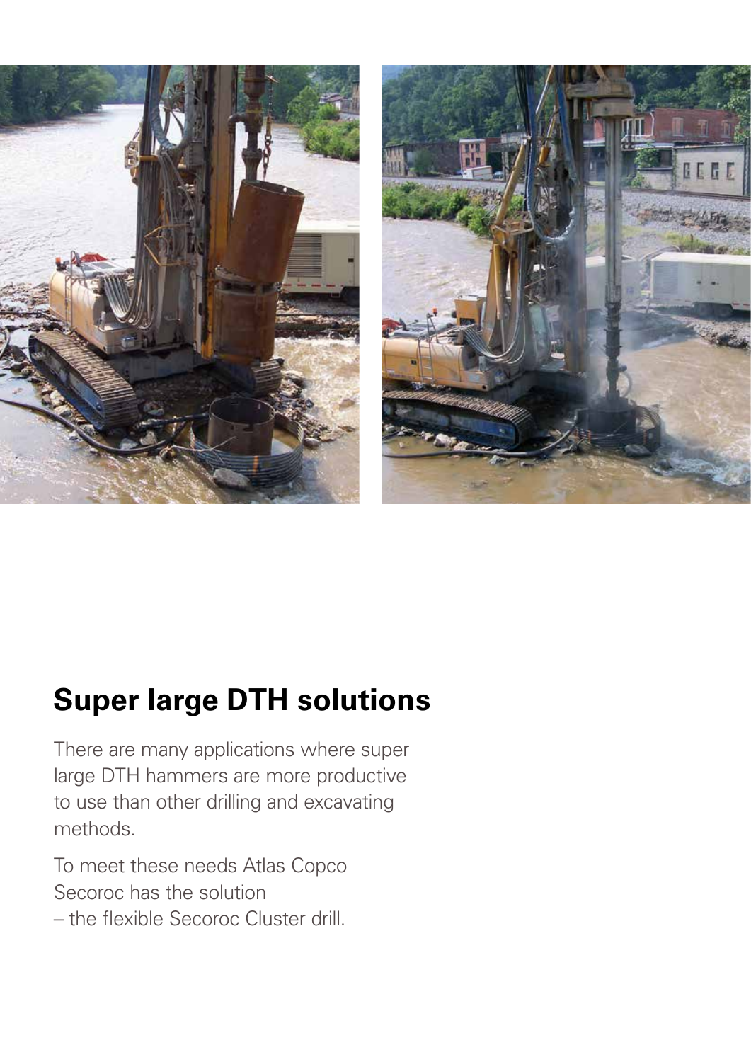## Super large DTH solutions

There are many applications where super large DTH hammers are more productive to use than other drilling and excavating methods.

To meet these needs Atlas Copco Secoroc has the solution – the flexible Secoroc Cluster drill.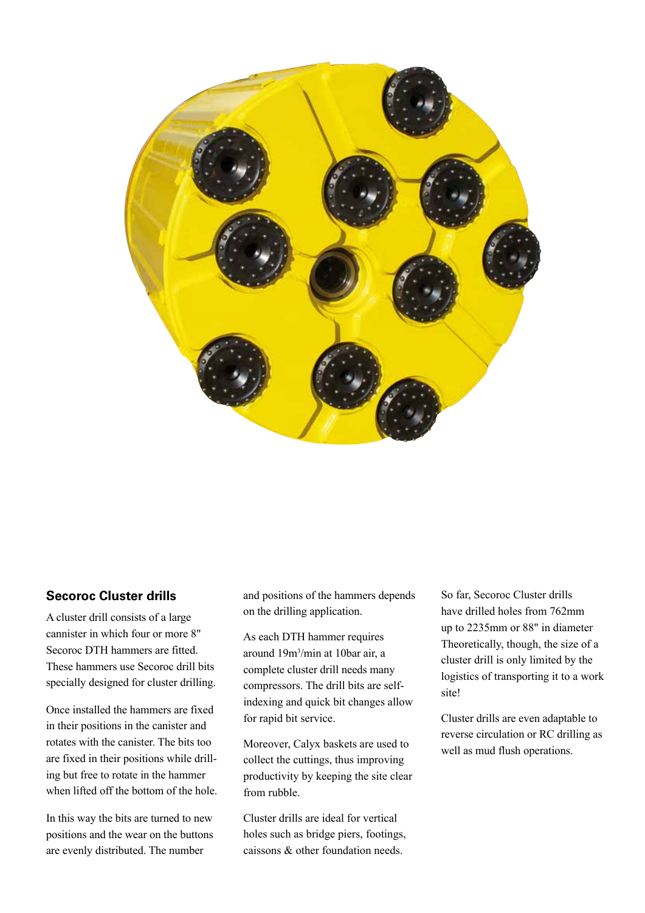## Secoroc Cluster drills

A cluster drill consists of a large cannister in which four or more 8" Secoroc DTH hammers are fitted. These hammers use Secoroc drill bits specially designed for cluster drilling.

Once installed the hammers are fixed in their positions in the canister and rotates with the canister. The bits too are fixed in their positions while drilling but free to rotate in the hammer when lifted off the bottom of the hole.

In this way the bits are turned to new positions and the wear on the buttons are evenly distributed. The number and positions of the hammers depends on the drilling application.

As each DTH hammer requires around 19m³/min at 10bar air, a complete cluster drill needs many compressors. The drill bits are self-indexing and quick bit changes allow for rapid bit service.

Moreover, Calyx baskets are used to collect the cuttings, thus improving productivity by keeping the site clear from rubble.

Cluster drills are ideal for vertical holes such as bridge piers, footings, caissons & other foundation needs.

So far, Secoroc Cluster drills have drilled holes from 762mm up to 2235mm or 88" in diameter Theoretically, though, the size of a cluster drill is only limited by the logistics of transporting it to a work site!

Cluster drills are even adaptable to reverse circulation or RC drilling as well as mud flush operations.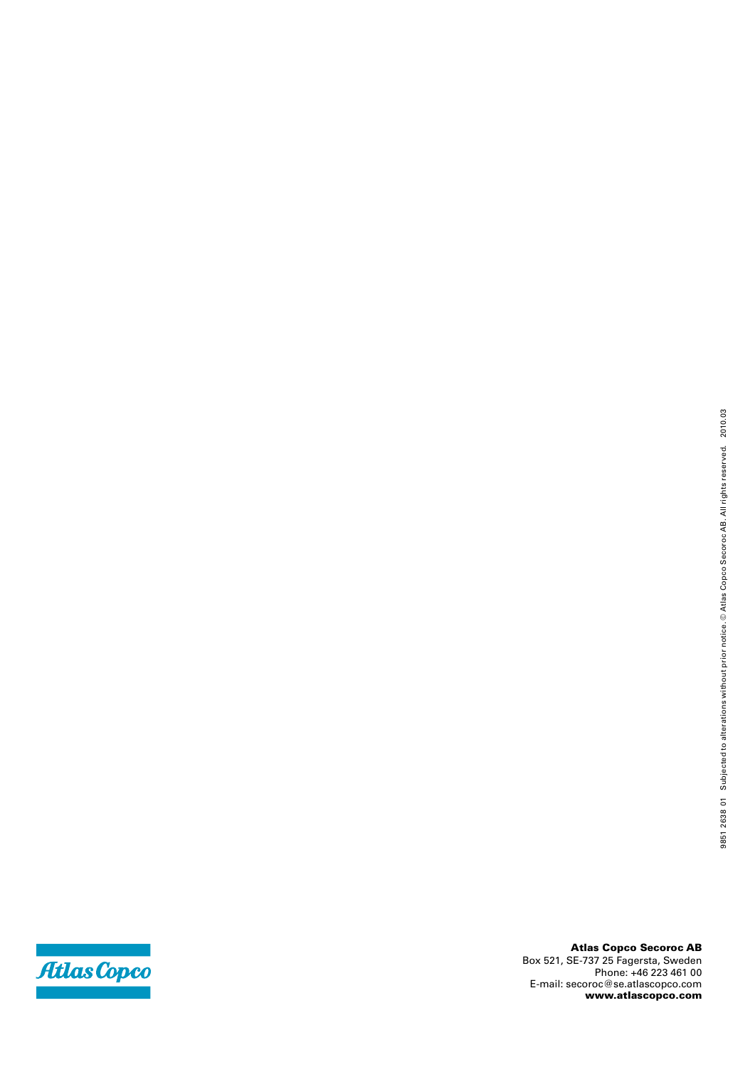9851 2638 01 Subjected to alterations without prior notice. © Atlas Copco Secoroc AB. All rights reserved. 2010.03

Atlas Copco

**Atlas Copco Secoroc AB**
Box 521, SE-737 25 Fagersta, Sweden
Phone: +46 223 461 00
E-mail: secoroc@se.atlascopco.com
**www.atlascopco.com**